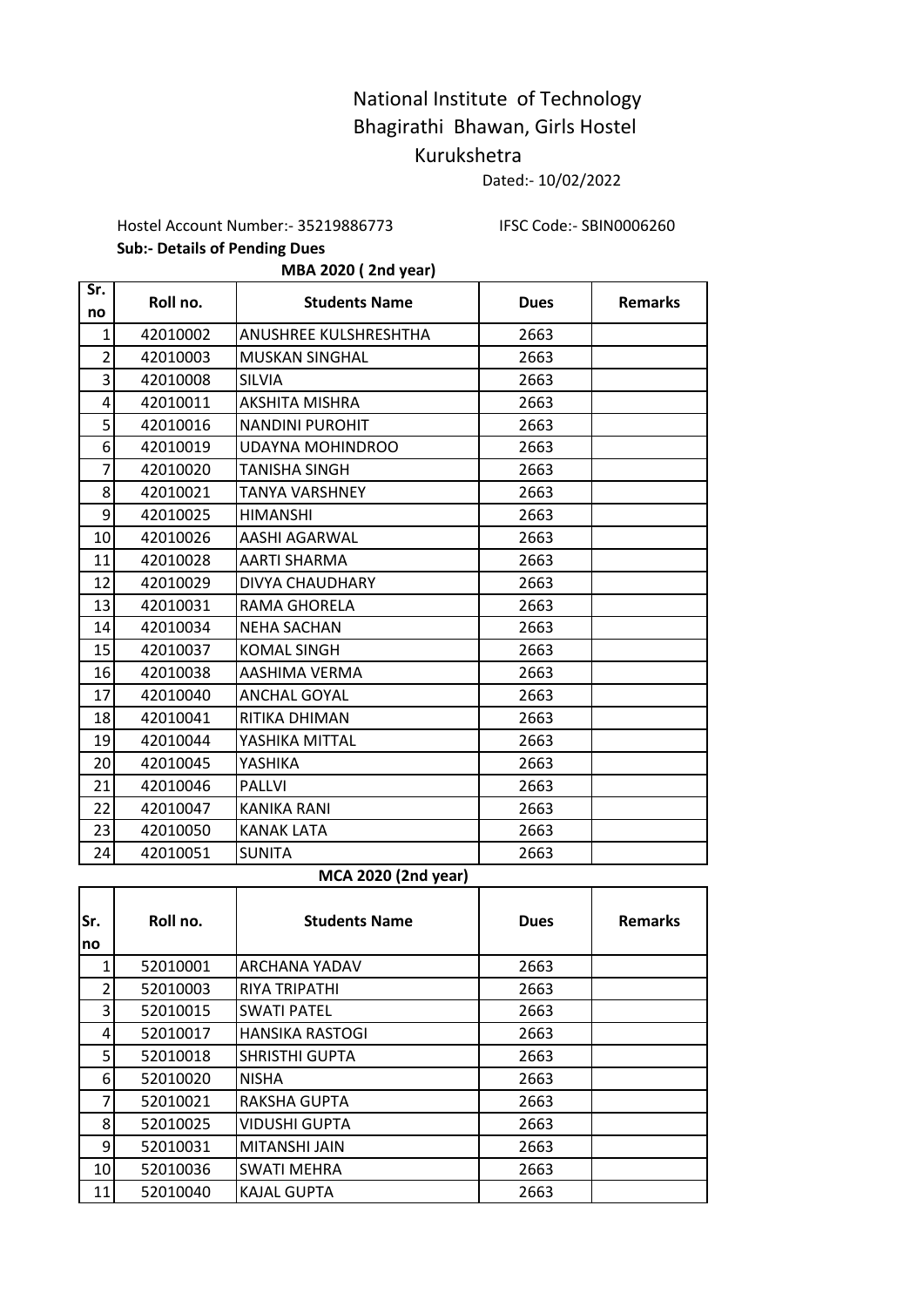# National Institute of Technology
# Bhagirathi Bhawan, Girls Hostel
# Kurukshetra

Dated:- 10/02/2022

Hostel Account Number:- 35219886773 IFSC Code:- SBIN0006260

**Sub:- Details of Pending Dues**

**MBA 2020 ( 2nd year)**

| Sr. no | Roll no. | Students Name | Dues | Remarks |
|---|---|---|---|---|
| 1 | 42010002 | ANUSHREE KULSHRESHTHA | 2663 | |
| 2 | 42010003 | MUSKAN SINGHAL | 2663 | |
| 3 | 42010008 | SILVIA | 2663 | |
| 4 | 42010011 | AKSHITA MISHRA | 2663 | |
| 5 | 42010016 | NANDINI PUROHIT | 2663 | |
| 6 | 42010019 | UDAYNA MOHINDROO | 2663 | |
| 7 | 42010020 | TANISHA SINGH | 2663 | |
| 8 | 42010021 | TANYA VARSHNEY | 2663 | |
| 9 | 42010025 | HIMANSHI | 2663 | |
| 10 | 42010026 | AASHI AGARWAL | 2663 | |
| 11 | 42010028 | AARTI SHARMA | 2663 | |
| 12 | 42010029 | DIVYA CHAUDHARY | 2663 | |
| 13 | 42010031 | RAMA GHORELA | 2663 | |
| 14 | 42010034 | NEHA SACHAN | 2663 | |
| 15 | 42010037 | KOMAL SINGH | 2663 | |
| 16 | 42010038 | AASHIMA VERMA | 2663 | |
| 17 | 42010040 | ANCHAL GOYAL | 2663 | |
| 18 | 42010041 | RITIKA DHIMAN | 2663 | |
| 19 | 42010044 | YASHIKA MITTAL | 2663 | |
| 20 | 42010045 | YASHIKA | 2663 | |
| 21 | 42010046 | PALLVI | 2663 | |
| 22 | 42010047 | KANIKA RANI | 2663 | |
| 23 | 42010050 | KANAK LATA | 2663 | |
| 24 | 42010051 | SUNITA | 2663 | |

**MCA 2020 (2nd year)**

| Sr. no | Roll no. | Students Name | Dues | Remarks |
|---|---|---|---|---|
| 1 | 52010001 | ARCHANA YADAV | 2663 | |
| 2 | 52010003 | RIYA TRIPATHI | 2663 | |
| 3 | 52010015 | SWATI PATEL | 2663 | |
| 4 | 52010017 | HANSIKA RASTOGI | 2663 | |
| 5 | 52010018 | SHRISTHI GUPTA | 2663 | |
| 6 | 52010020 | NISHA | 2663 | |
| 7 | 52010021 | RAKSHA GUPTA | 2663 | |
| 8 | 52010025 | VIDUSHI GUPTA | 2663 | |
| 9 | 52010031 | MITANSHI JAIN | 2663 | |
| 10 | 52010036 | SWATI MEHRA | 2663 | |
| 11 | 52010040 | KAJAL GUPTA | 2663 | |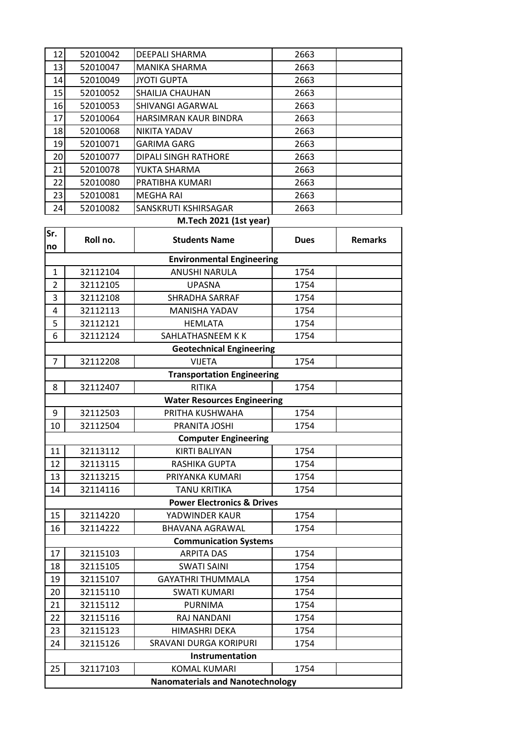| | | | | |
|---|---|---|---|---|
| 12 | 52010042 | DEEPALI SHARMA | 2663 | |
| 13 | 52010047 | MANIKA SHARMA | 2663 | |
| 14 | 52010049 | JYOTI GUPTA | 2663 | |
| 15 | 52010052 | SHAILJA CHAUHAN | 2663 | |
| 16 | 52010053 | SHIVANGI AGARWAL | 2663 | |
| 17 | 52010064 | HARSIMRAN KAUR BINDRA | 2663 | |
| 18 | 52010068 | NIKITA YADAV | 2663 | |
| 19 | 52010071 | GARIMA GARG | 2663 | |
| 20 | 52010077 | DIPALI SINGH RATHORE | 2663 | |
| 21 | 52010078 | YUKTA SHARMA | 2663 | |
| 22 | 52010080 | PRATIBHA KUMARI | 2663 | |
| 23 | 52010081 | MEGHA RAI | 2663 | |
| 24 | 52010082 | SANSKRUTI KSHIRSAGAR | 2663 | |

**M.Tech 2021 (1st year)**

| Sr. no | Roll no. | Students Name | Dues | Remarks |
|---|---|---|---|---|
| **Environmental Engineering** | | | | |
| 1 | 32112104 | ANUSHI NARULA | 1754 | |
| 2 | 32112105 | UPASNA | 1754 | |
| 3 | 32112108 | SHRADHA SARRAF | 1754 | |
| 4 | 32112113 | MANISHA YADAV | 1754 | |
| 5 | 32112121 | HEMLATA | 1754 | |
| 6 | 32112124 | SAHLATHASNEEM K K | 1754 | |
| **Geotechnical Engineering** | | | | |
| 7 | 32112208 | VIJETA | 1754 | |
| **Transportation Engineering** | | | | |
| 8 | 32112407 | RITIKA | 1754 | |
| **Water Resources Engineering** | | | | |
| 9 | 32112503 | PRITHA KUSHWAHA | 1754 | |
| 10 | 32112504 | PRANITA JOSHI | 1754 | |
| **Computer Engineering** | | | | |
| 11 | 32113112 | KIRTI BALIYAN | 1754 | |
| 12 | 32113115 | RASHIKA GUPTA | 1754 | |
| 13 | 32113215 | PRIYANKA KUMARI | 1754 | |
| 14 | 32114116 | TANU KRITIKA | 1754 | |
| **Power Electronics & Drives** | | | | |
| 15 | 32114220 | YADWINDER KAUR | 1754 | |
| 16 | 32114222 | BHAVANA AGRAWAL | 1754 | |
| **Communication Systems** | | | | |
| 17 | 32115103 | ARPITA DAS | 1754 | |
| 18 | 32115105 | SWATI SAINI | 1754 | |
| 19 | 32115107 | GAYATHRI THUMMALA | 1754 | |
| 20 | 32115110 | SWATI KUMARI | 1754 | |
| 21 | 32115112 | PURNIMA | 1754 | |
| 22 | 32115116 | RAJ NANDANI | 1754 | |
| 23 | 32115123 | HIMASHRI DEKA | 1754 | |
| 24 | 32115126 | SRAVANI DURGA KORIPURI | 1754 | |
| **Instrumentation** | | | | |
| 25 | 32117103 | KOMAL KUMARI | 1754 | |
| **Nanomaterials and Nanotechnology** | | | | |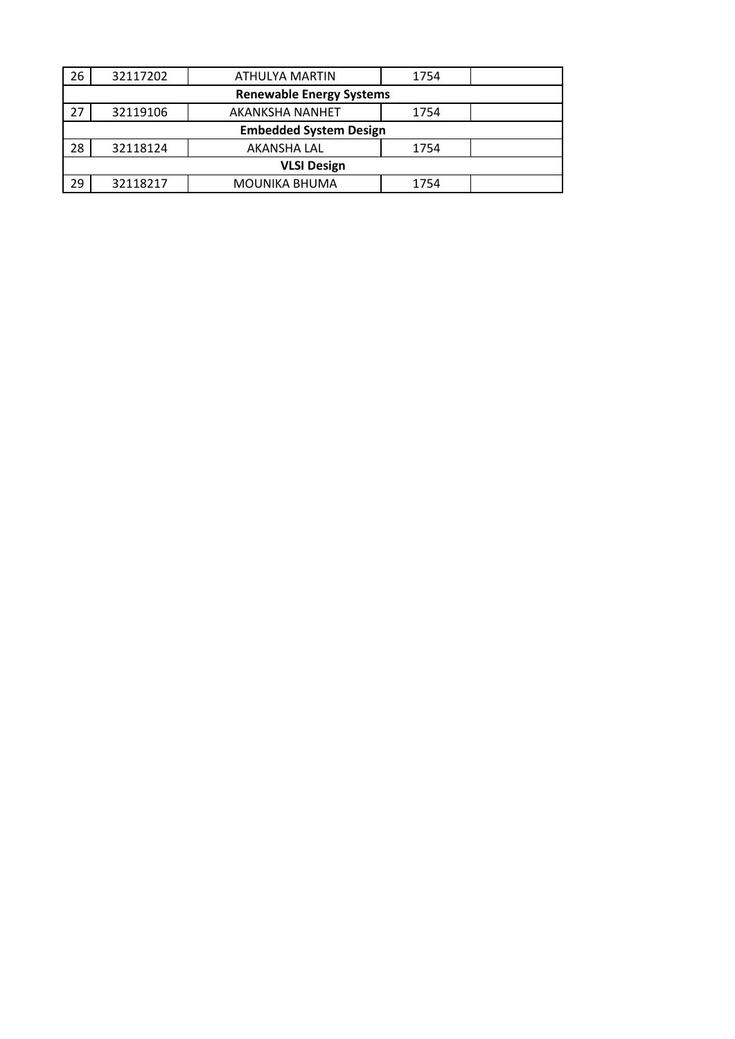| | | | | |
|---|---|---|---|---|
| 26 | 32117202 | ATHULYA MARTIN | 1754 | |
| **Renewable Energy Systems** | | | | |
| 27 | 32119106 | AKANKSHA NANHET | 1754 | |
| **Embedded System Design** | | | | |
| 28 | 32118124 | AKANSHA LAL | 1754 | |
| **VLSI Design** | | | | |
| 29 | 32118217 | MOUNIKA BHUMA | 1754 | |